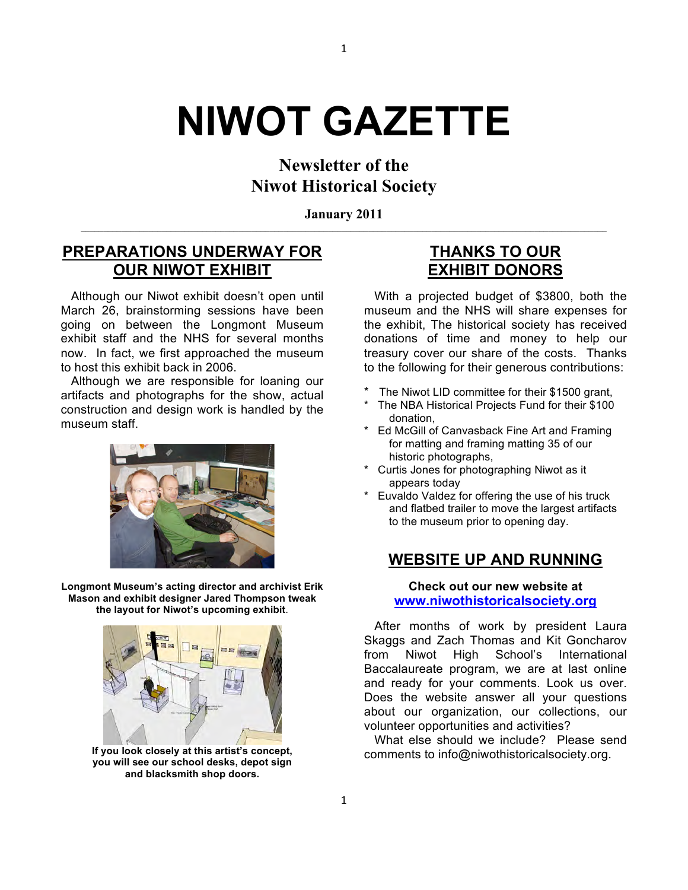# NIWOT GAZETTE

## Newsletter of the Niwot Historical Society

**January 2011**

---

## PREPARATIONS UNDERWAY FOR OUR NIWOT EXHIBIT

Although our Niwot exhibit doesn't open until March 26, brainstorming sessions have been going on between the Longmont Museum exhibit staff and the NHS for several months now. In fact, we first approached the museum to host this exhibit back in 2006.

Although we are responsible for loaning our artifacts and photographs for the show, actual construction and design work is handled by the museum staff.

**Longmont Museum's acting director and archivist Erik Mason and exhibit designer Jared Thompson tweak the layout for Niwot's upcoming exhibit**.

**If you look closely at this artist's concept, you will see our school desks, depot sign and blacksmith shop doors.**

## THANKS TO OUR EXHIBIT DONORS

With a projected budget of $3800, both the museum and the NHS will share expenses for the exhibit, The historical society has received donations of time and money to help our treasury cover our share of the costs. Thanks to the following for their generous contributions:

* The Niwot LID committee for their $1500 grant,
* The NBA Historical Projects Fund for their $100 donation,
* Ed McGill of Canvasback Fine Art and Framing for matting and framing matting 35 of our historic photographs,
* Curtis Jones for photographing Niwot as it appears today
* Euvaldo Valdez for offering the use of his truck and flatbed trailer to move the largest artifacts to the museum prior to opening day.

## WEBSITE UP AND RUNNING

**Check out our new website at [www.niwothistoricalsociety.org](http://www.niwothistoricalsociety.org)**

After months of work by president Laura Skaggs and Zach Thomas and Kit Goncharov from Niwot High School's International Baccalaureate program, we are at last online and ready for your comments. Look us over. Does the website answer all your questions about our organization, our collections, our volunteer opportunities and activities?

What else should we include? Please send comments to info@niwothistoricalsociety.org.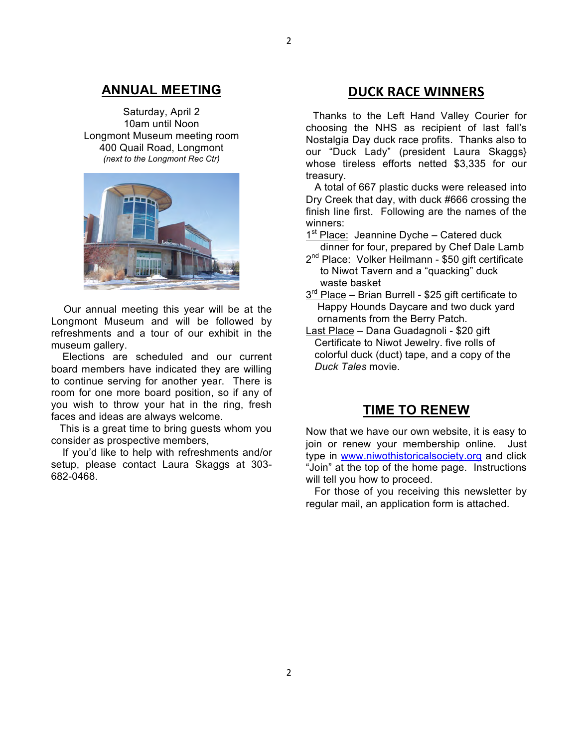## ANNUAL MEETING

Saturday, April 2
10am until Noon
Longmont Museum meeting room
400 Quail Road, Longmont
*(next to the Longmont Rec Ctr)*

Our annual meeting this year will be at the Longmont Museum and will be followed by refreshments and a tour of our exhibit in the museum gallery.

Elections are scheduled and our current board members have indicated they are willing to continue serving for another year. There is room for one more board position, so if any of you wish to throw your hat in the ring, fresh faces and ideas are always welcome.

This is a great time to bring guests whom you consider as prospective members,

If you'd like to help with refreshments and/or setup, please contact Laura Skaggs at 303-682-0468.

## DUCK RACE WINNERS

Thanks to the Left Hand Valley Courier for choosing the NHS as recipient of last fall's Nostalgia Day duck race profits. Thanks also to our "Duck Lady" (president Laura Skaggs} whose tireless efforts netted $3,335 for our treasury.

A total of 667 plastic ducks were released into Dry Creek that day, with duck #666 crossing the finish line first. Following are the names of the winners:

1st Place: Jeannine Dyche – Catered duck dinner for four, prepared by Chef Dale Lamb

2nd Place: Volker Heilmann - $50 gift certificate to Niwot Tavern and a "quacking" duck waste basket

3rd Place – Brian Burrell - $25 gift certificate to Happy Hounds Daycare and two duck yard ornaments from the Berry Patch.

Last Place – Dana Guadagnoli - $20 gift Certificate to Niwot Jewelry. five rolls of colorful duck (duct) tape, and a copy of the *Duck Tales* movie.

## TIME TO RENEW

Now that we have our own website, it is easy to join or renew your membership online. Just type in www.niwothistoricalsociety.org and click "Join" at the top of the home page. Instructions will tell you how to proceed.

For those of you receiving this newsletter by regular mail, an application form is attached.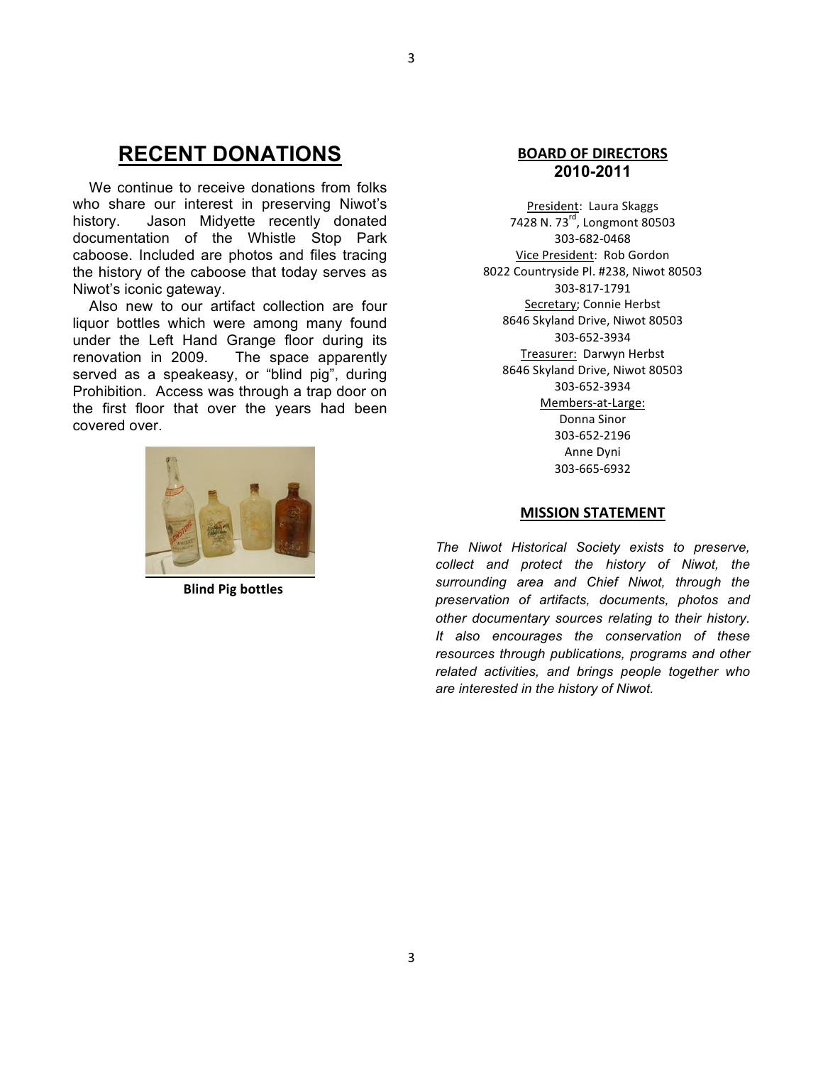# RECENT DONATIONS

We continue to receive donations from folks who share our interest in preserving Niwot's history. Jason Midyette recently donated documentation of the Whistle Stop Park caboose. Included are photos and files tracing the history of the caboose that today serves as Niwot's iconic gateway.

Also new to our artifact collection are four liquor bottles which were among many found under the Left Hand Grange floor during its renovation in 2009. The space apparently served as a speakeasy, or "blind pig", during Prohibition. Access was through a trap door on the first floor that over the years had been covered over.

**Blind Pig bottles**

## BOARD OF DIRECTORS 2010-2011

President: Laura Skaggs
7428 N. 73rd, Longmont 80503
303-682-0468

Vice President: Rob Gordon
8022 Countryside Pl. #238, Niwot 80503
303-817-1791

Secretary; Connie Herbst
8646 Skyland Drive, Niwot 80503
303-652-3934

Treasurer: Darwyn Herbst
8646 Skyland Drive, Niwot 80503
303-652-3934

Members-at-Large:
Donna Sinor
303-652-2196
Anne Dyni
303-665-6932

## MISSION STATEMENT

*The Niwot Historical Society exists to preserve, collect and protect the history of Niwot, the surrounding area and Chief Niwot, through the preservation of artifacts, documents, photos and other documentary sources relating to their history. It also encourages the conservation of these resources through publications, programs and other related activities, and brings people together who are interested in the history of Niwot.*